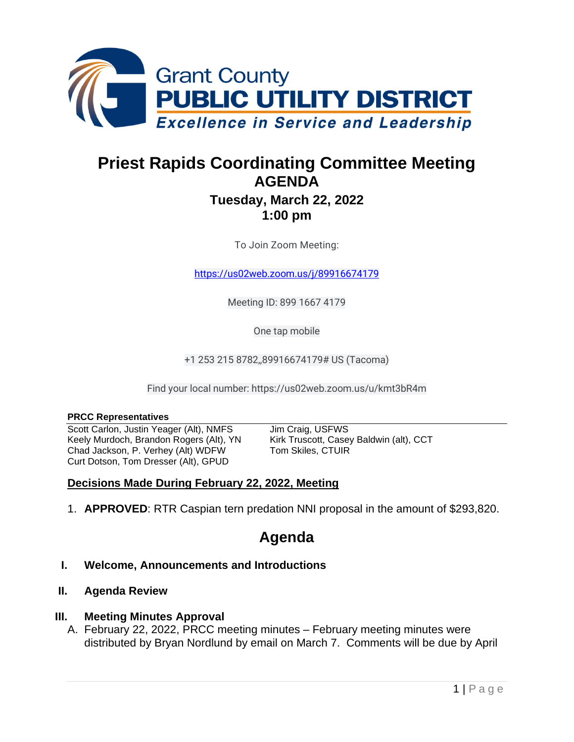Grant County
**PUBLIC UTILITY DISTRICT**
*Excellence in Service and Leadership*

# Priest Rapids Coordinating Committee Meeting
## AGENDA
### Tuesday, March 22, 2022
### 1:00 pm

To Join Zoom Meeting:

https://us02web.zoom.us/j/89916674179

Meeting ID: 899 1667 4179

One tap mobile

+1 253 215 8782,,89916674179# US (Tacoma)

Find your local number: https://us02web.zoom.us/u/kmt3bR4m

**PRCC Representatives**

Scott Carlon, Justin Yeager (Alt), NMFS
Keely Murdoch, Brandon Rogers (Alt), YN
Chad Jackson, P. Verhey (Alt) WDFW
Curt Dotson, Tom Dresser (Alt), GPUD
Jim Craig, USFWS
Kirk Truscott, Casey Baldwin (alt), CCT
Tom Skiles, CTUIR

**Decisions Made During February 22, 2022, Meeting**

1. **APPROVED**: RTR Caspian tern predation NNI proposal in the amount of $293,820.

## Agenda

**I. Welcome, Announcements and Introductions**

**II. Agenda Review**

**III. Meeting Minutes Approval**

A. February 22, 2022, PRCC meeting minutes – February meeting minutes were distributed by Bryan Nordlund by email on March 7. Comments will be due by April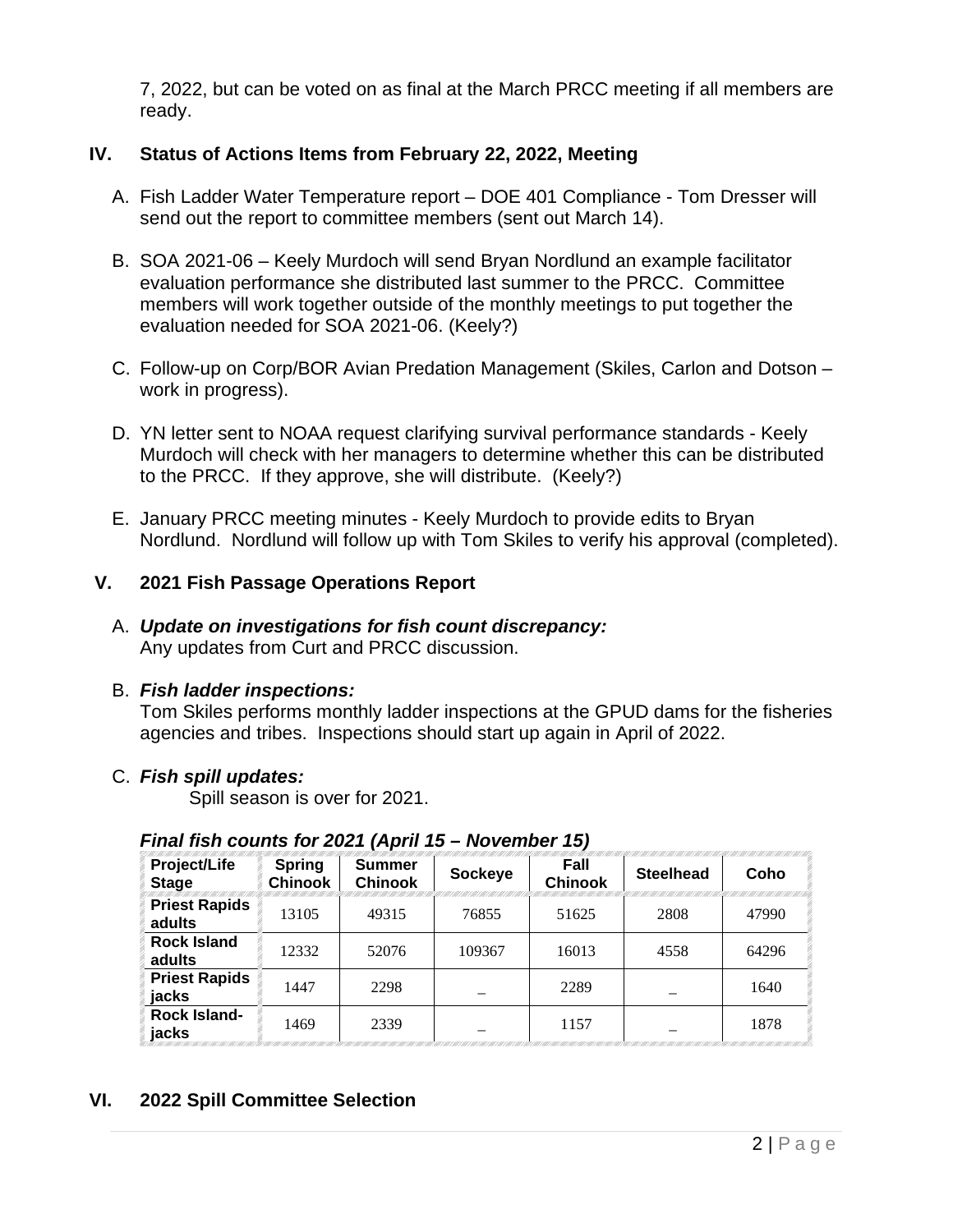7, 2022, but can be voted on as final at the March PRCC meeting if all members are ready.

## IV. Status of Actions Items from February 22, 2022, Meeting

A. Fish Ladder Water Temperature report – DOE 401 Compliance - Tom Dresser will send out the report to committee members (sent out March 14).

B. SOA 2021-06 – Keely Murdoch will send Bryan Nordlund an example facilitator evaluation performance she distributed last summer to the PRCC. Committee members will work together outside of the monthly meetings to put together the evaluation needed for SOA 2021-06. (Keely?)

C. Follow-up on Corp/BOR Avian Predation Management (Skiles, Carlon and Dotson – work in progress).

D. YN letter sent to NOAA request clarifying survival performance standards - Keely Murdoch will check with her managers to determine whether this can be distributed to the PRCC. If they approve, she will distribute. (Keely?)

E. January PRCC meeting minutes - Keely Murdoch to provide edits to Bryan Nordlund. Nordlund will follow up with Tom Skiles to verify his approval (completed).

## V. 2021 Fish Passage Operations Report

A. ***Update on investigations for fish count discrepancy:***
Any updates from Curt and PRCC discussion.

B. ***Fish ladder inspections:***
Tom Skiles performs monthly ladder inspections at the GPUD dams for the fisheries agencies and tribes. Inspections should start up again in April of 2022.

C. ***Fish spill updates:***
Spill season is over for 2021.

***Final fish counts for 2021 (April 15 – November 15)***

| Project/Life Stage | Spring Chinook | Summer Chinook | Sockeye | Fall Chinook | Steelhead | Coho |
|---|---|---|---|---|---|---|
| Priest Rapids adults | 13105 | 49315 | 76855 | 51625 | 2808 | 47990 |
| Rock Island adults | 12332 | 52076 | 109367 | 16013 | 4558 | 64296 |
| Priest Rapids jacks | 1447 | 2298 | _ | 2289 | _ | 1640 |
| Rock Island-jacks | 1469 | 2339 | _ | 1157 | _ | 1878 |

## VI. 2022 Spill Committee Selection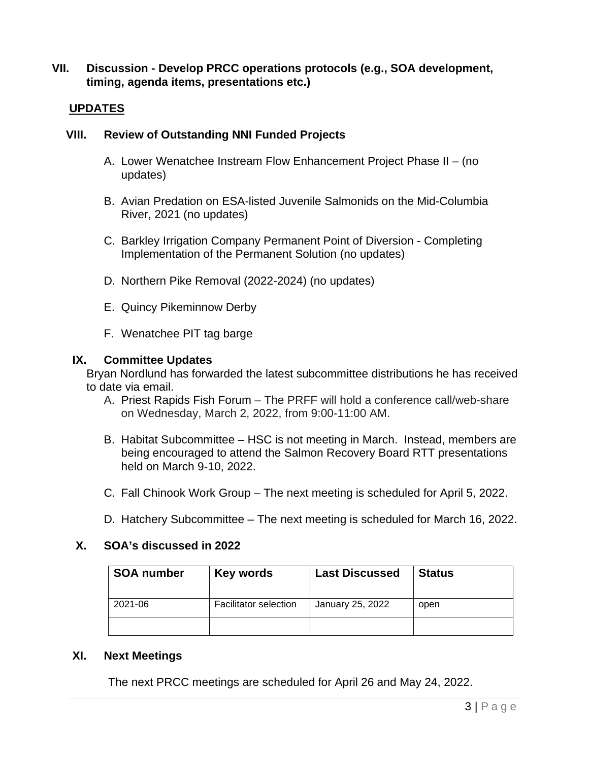## VII. Discussion - Develop PRCC operations protocols (e.g., SOA development, timing, agenda items, presentations etc.)

## UPDATES

## VIII. Review of Outstanding NNI Funded Projects

A. Lower Wenatchee Instream Flow Enhancement Project Phase II – (no updates)

B. Avian Predation on ESA-listed Juvenile Salmonids on the Mid-Columbia River, 2021 (no updates)

C. Barkley Irrigation Company Permanent Point of Diversion - Completing Implementation of the Permanent Solution (no updates)

D. Northern Pike Removal (2022-2024) (no updates)

E. Quincy Pikeminnow Derby

F. Wenatchee PIT tag barge

## IX. Committee Updates

Bryan Nordlund has forwarded the latest subcommittee distributions he has received to date via email.

A. Priest Rapids Fish Forum – The PRFF will hold a conference call/web-share on Wednesday, March 2, 2022, from 9:00-11:00 AM.

B. Habitat Subcommittee – HSC is not meeting in March. Instead, members are being encouraged to attend the Salmon Recovery Board RTT presentations held on March 9-10, 2022.

C. Fall Chinook Work Group – The next meeting is scheduled for April 5, 2022.

D. Hatchery Subcommittee – The next meeting is scheduled for March 16, 2022.

## X. SOA's discussed in 2022

| SOA number | Key words | Last Discussed | Status |
|---|---|---|---|
| 2021-06 | Facilitator selection | January 25, 2022 | open |
| | | | |

## XI. Next Meetings

The next PRCC meetings are scheduled for April 26 and May 24, 2022.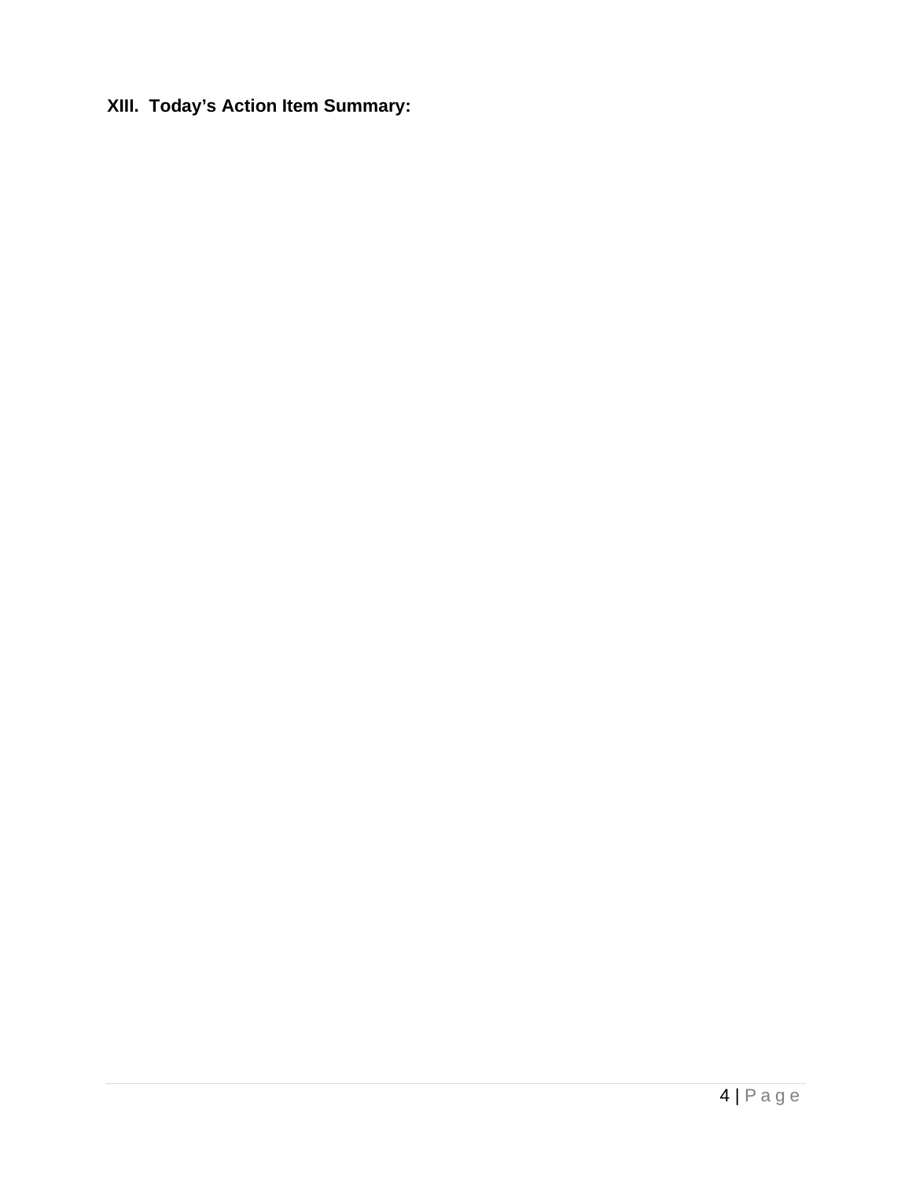## XIII. Today's Action Item Summary: